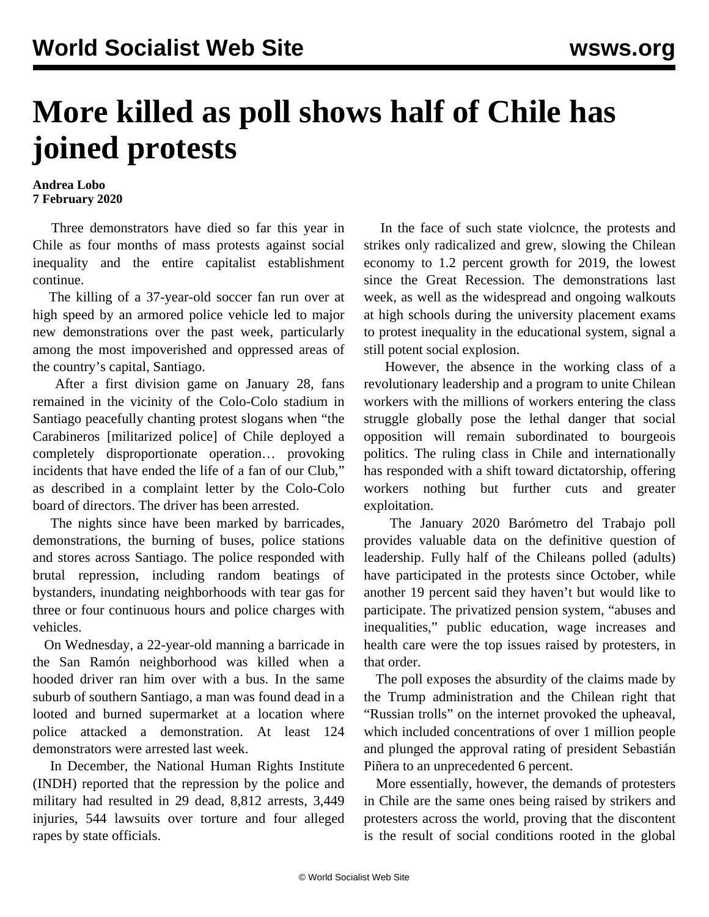# More killed as poll shows half of Chile has joined protests

**Andrea Lobo**
**7 February 2020**

Three demonstrators have died so far this year in Chile as four months of mass protests against social inequality and the entire capitalist establishment continue.

The killing of a 37-year-old soccer fan run over at high speed by an armored police vehicle led to major new demonstrations over the past week, particularly among the most impoverished and oppressed areas of the country's capital, Santiago.

After a first division game on January 28, fans remained in the vicinity of the Colo-Colo stadium in Santiago peacefully chanting protest slogans when "the Carabineros [militarized police] of Chile deployed a completely disproportionate operation… provoking incidents that have ended the life of a fan of our Club," as described in a complaint letter by the Colo-Colo board of directors. The driver has been arrested.

The nights since have been marked by barricades, demonstrations, the burning of buses, police stations and stores across Santiago. The police responded with brutal repression, including random beatings of bystanders, inundating neighborhoods with tear gas for three or four continuous hours and police charges with vehicles.

On Wednesday, a 22-year-old manning a barricade in the San Ramón neighborhood was killed when a hooded driver ran him over with a bus. In the same suburb of southern Santiago, a man was found dead in a looted and burned supermarket at a location where police attacked a demonstration. At least 124 demonstrators were arrested last week.

In December, the National Human Rights Institute (INDH) reported that the repression by the police and military had resulted in 29 dead, 8,812 arrests, 3,449 injuries, 544 lawsuits over torture and four alleged rapes by state officials.

In the face of such state violcnce, the protests and strikes only radicalized and grew, slowing the Chilean economy to 1.2 percent growth for 2019, the lowest since the Great Recession. The demonstrations last week, as well as the widespread and ongoing walkouts at high schools during the university placement exams to protest inequality in the educational system, signal a still potent social explosion.

However, the absence in the working class of a revolutionary leadership and a program to unite Chilean workers with the millions of workers entering the class struggle globally pose the lethal danger that social opposition will remain subordinated to bourgeois politics. The ruling class in Chile and internationally has responded with a shift toward dictatorship, offering workers nothing but further cuts and greater exploitation.

The January 2020 Barómetro del Trabajo poll provides valuable data on the definitive question of leadership. Fully half of the Chileans polled (adults) have participated in the protests since October, while another 19 percent said they haven't but would like to participate. The privatized pension system, "abuses and inequalities," public education, wage increases and health care were the top issues raised by protesters, in that order.

The poll exposes the absurdity of the claims made by the Trump administration and the Chilean right that "Russian trolls" on the internet provoked the upheaval, which included concentrations of over 1 million people and plunged the approval rating of president Sebastián Piñera to an unprecedented 6 percent.

More essentially, however, the demands of protesters in Chile are the same ones being raised by strikers and protesters across the world, proving that the discontent is the result of social conditions rooted in the global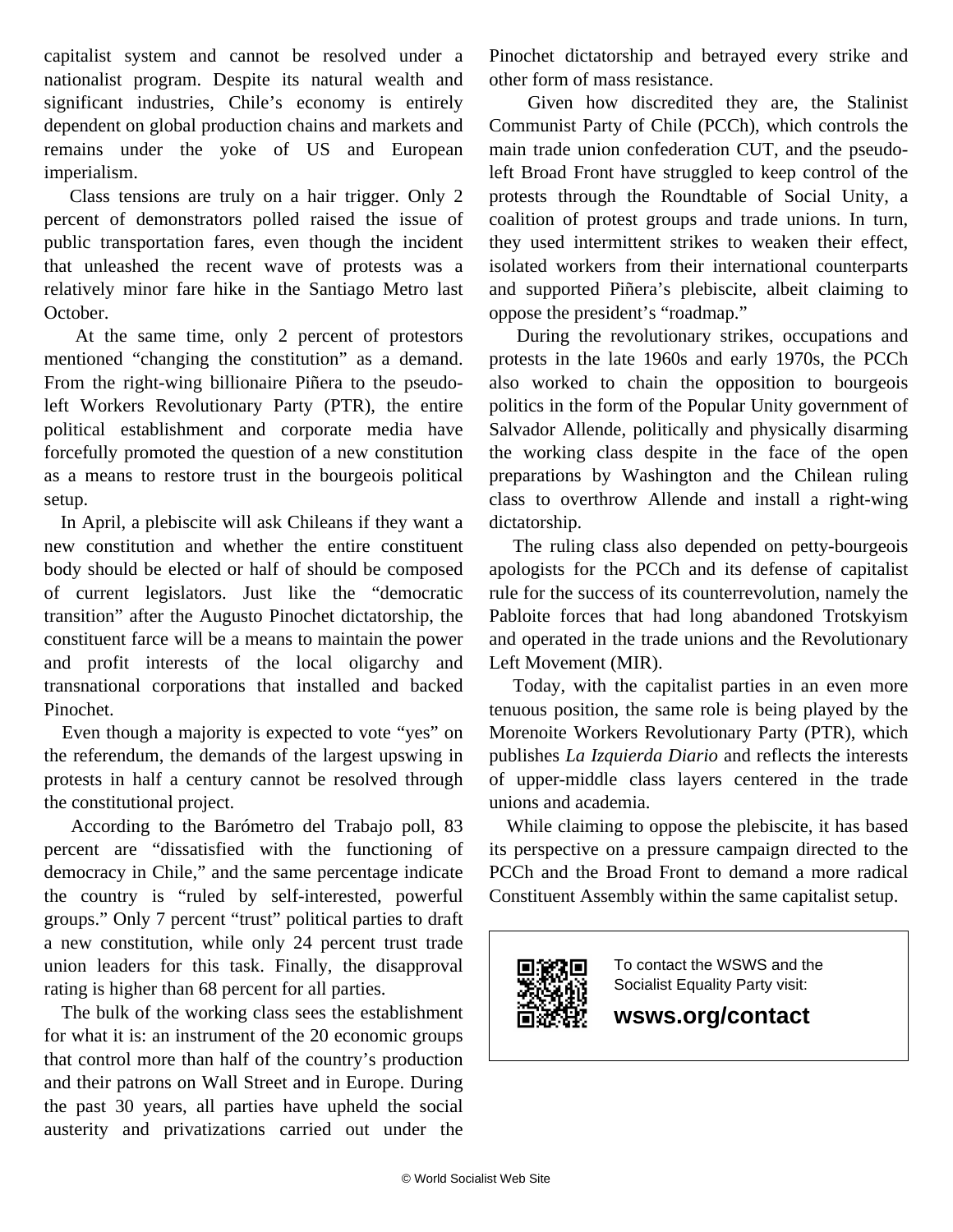capitalist system and cannot be resolved under a nationalist program. Despite its natural wealth and significant industries, Chile's economy is entirely dependent on global production chains and markets and remains under the yoke of US and European imperialism.

Class tensions are truly on a hair trigger. Only 2 percent of demonstrators polled raised the issue of public transportation fares, even though the incident that unleashed the recent wave of protests was a relatively minor fare hike in the Santiago Metro last October.

At the same time, only 2 percent of protestors mentioned "changing the constitution" as a demand. From the right-wing billionaire Piñera to the pseudo-left Workers Revolutionary Party (PTR), the entire political establishment and corporate media have forcefully promoted the question of a new constitution as a means to restore trust in the bourgeois political setup.

In April, a plebiscite will ask Chileans if they want a new constitution and whether the entire constituent body should be elected or half of should be composed of current legislators. Just like the "democratic transition" after the Augusto Pinochet dictatorship, the constituent farce will be a means to maintain the power and profit interests of the local oligarchy and transnational corporations that installed and backed Pinochet.

Even though a majority is expected to vote "yes" on the referendum, the demands of the largest upswing in protests in half a century cannot be resolved through the constitutional project.

According to the Barómetro del Trabajo poll, 83 percent are "dissatisfied with the functioning of democracy in Chile," and the same percentage indicate the country is "ruled by self-interested, powerful groups." Only 7 percent "trust" political parties to draft a new constitution, while only 24 percent trust trade union leaders for this task. Finally, the disapproval rating is higher than 68 percent for all parties.

The bulk of the working class sees the establishment for what it is: an instrument of the 20 economic groups that control more than half of the country's production and their patrons on Wall Street and in Europe. During the past 30 years, all parties have upheld the social austerity and privatizations carried out under the Pinochet dictatorship and betrayed every strike and other form of mass resistance.

Given how discredited they are, the Stalinist Communist Party of Chile (PCCh), which controls the main trade union confederation CUT, and the pseudo-left Broad Front have struggled to keep control of the protests through the Roundtable of Social Unity, a coalition of protest groups and trade unions. In turn, they used intermittent strikes to weaken their effect, isolated workers from their international counterparts and supported Piñera's plebiscite, albeit claiming to oppose the president's "roadmap."

During the revolutionary strikes, occupations and protests in the late 1960s and early 1970s, the PCCh also worked to chain the opposition to bourgeois politics in the form of the Popular Unity government of Salvador Allende, politically and physically disarming the working class despite in the face of the open preparations by Washington and the Chilean ruling class to overthrow Allende and install a right-wing dictatorship.

The ruling class also depended on petty-bourgeois apologists for the PCCh and its defense of capitalist rule for the success of its counterrevolution, namely the Pabloite forces that had long abandoned Trotskyism and operated in the trade unions and the Revolutionary Left Movement (MIR).

Today, with the capitalist parties in an even more tenuous position, the same role is being played by the Morenoite Workers Revolutionary Party (PTR), which publishes *La Izquierda Diario* and reflects the interests of upper-middle class layers centered in the trade unions and academia.

While claiming to oppose the plebiscite, it has based its perspective on a pressure campaign directed to the PCCh and the Broad Front to demand a more radical Constituent Assembly within the same capitalist setup.

To contact the WSWS and the Socialist Equality Party visit:

**wsws.org/contact**